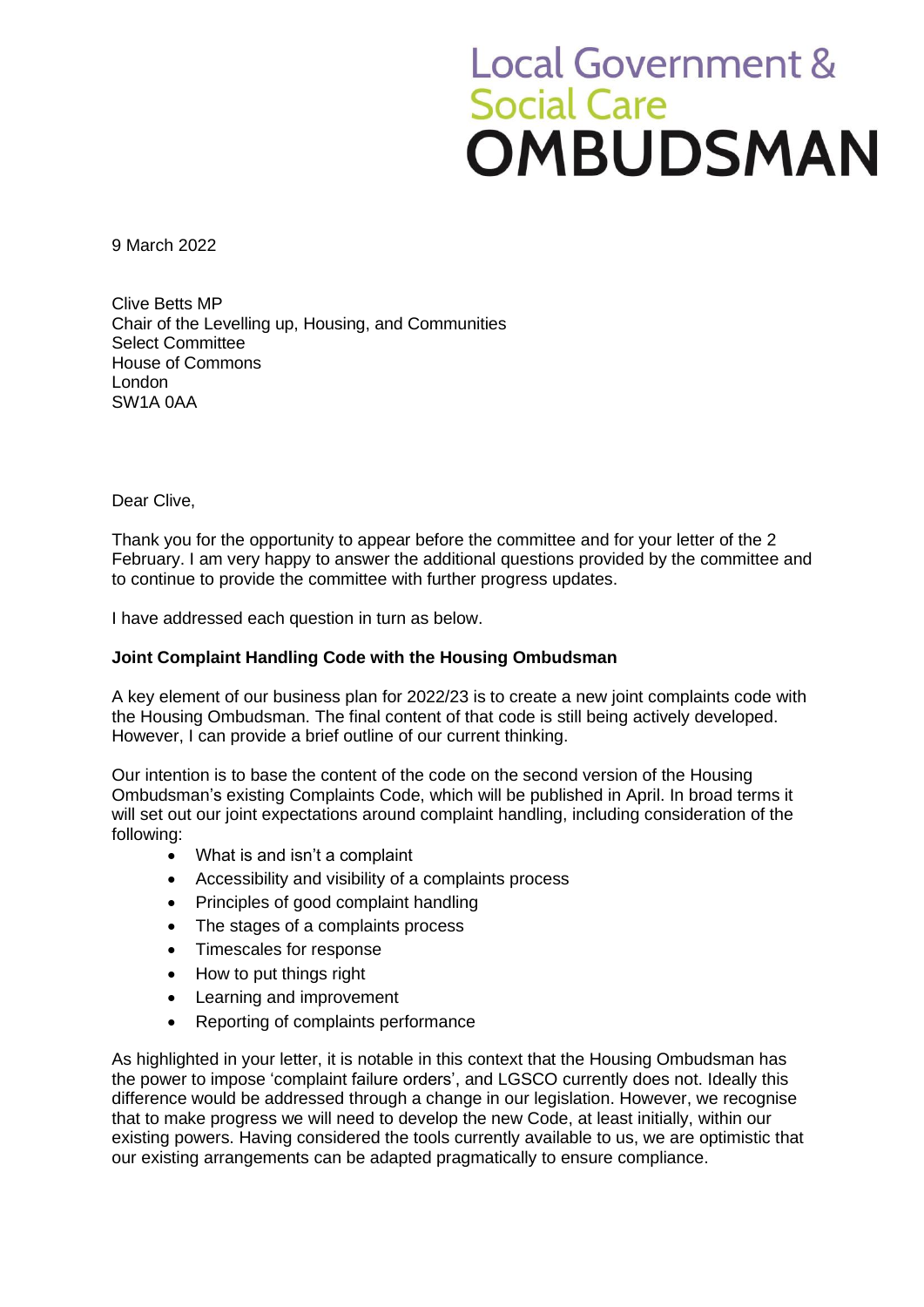Local Government & Social Care
**OMBUDSMAN**

9 March 2022

Clive Betts MP
Chair of the Levelling up, Housing, and Communities Select Committee
House of Commons
London
SW1A 0AA

Dear Clive,

Thank you for the opportunity to appear before the committee and for your letter of the 2 February. I am very happy to answer the additional questions provided by the committee and to continue to provide the committee with further progress updates.

I have addressed each question in turn as below.

**Joint Complaint Handling Code with the Housing Ombudsman**

A key element of our business plan for 2022/23 is to create a new joint complaints code with the Housing Ombudsman. The final content of that code is still being actively developed. However, I can provide a brief outline of our current thinking.

Our intention is to base the content of the code on the second version of the Housing Ombudsman's existing Complaints Code, which will be published in April. In broad terms it will set out our joint expectations around complaint handling, including consideration of the following:

- What is and isn't a complaint
- Accessibility and visibility of a complaints process
- Principles of good complaint handling
- The stages of a complaints process
- Timescales for response
- How to put things right
- Learning and improvement
- Reporting of complaints performance

As highlighted in your letter, it is notable in this context that the Housing Ombudsman has the power to impose 'complaint failure orders', and LGSCO currently does not. Ideally this difference would be addressed through a change in our legislation. However, we recognise that to make progress we will need to develop the new Code, at least initially, within our existing powers. Having considered the tools currently available to us, we are optimistic that our existing arrangements can be adapted pragmatically to ensure compliance.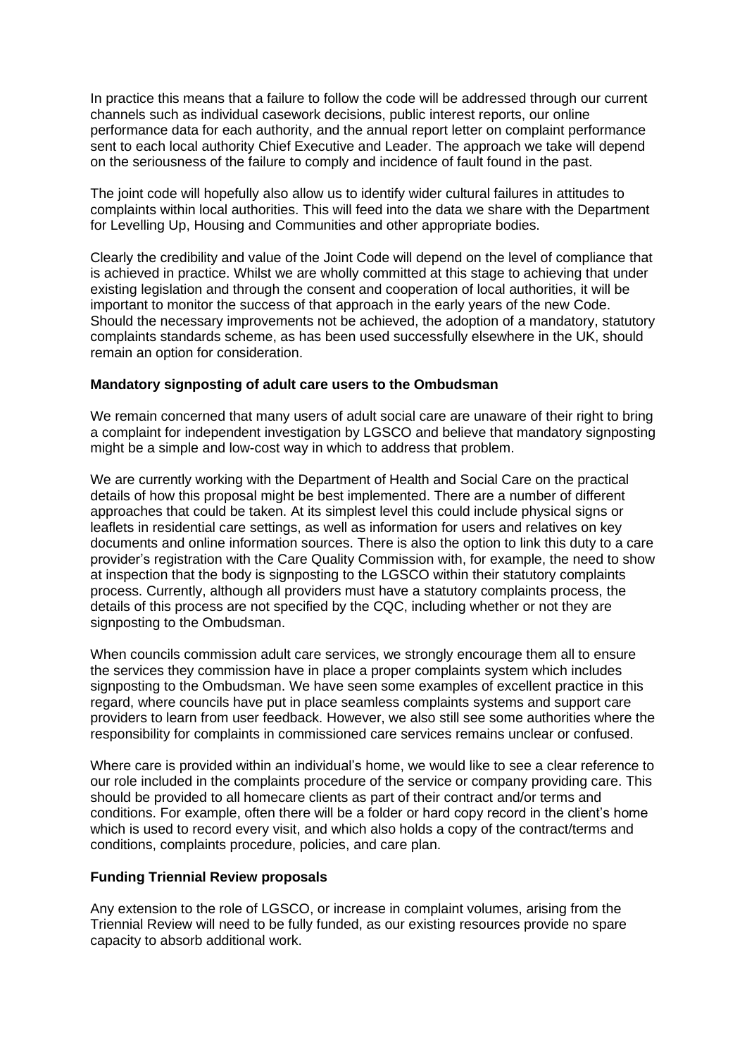In practice this means that a failure to follow the code will be addressed through our current channels such as individual casework decisions, public interest reports, our online performance data for each authority, and the annual report letter on complaint performance sent to each local authority Chief Executive and Leader. The approach we take will depend on the seriousness of the failure to comply and incidence of fault found in the past.

The joint code will hopefully also allow us to identify wider cultural failures in attitudes to complaints within local authorities. This will feed into the data we share with the Department for Levelling Up, Housing and Communities and other appropriate bodies.

Clearly the credibility and value of the Joint Code will depend on the level of compliance that is achieved in practice. Whilst we are wholly committed at this stage to achieving that under existing legislation and through the consent and cooperation of local authorities, it will be important to monitor the success of that approach in the early years of the new Code. Should the necessary improvements not be achieved, the adoption of a mandatory, statutory complaints standards scheme, as has been used successfully elsewhere in the UK, should remain an option for consideration.

**Mandatory signposting of adult care users to the Ombudsman**

We remain concerned that many users of adult social care are unaware of their right to bring a complaint for independent investigation by LGSCO and believe that mandatory signposting might be a simple and low-cost way in which to address that problem.

We are currently working with the Department of Health and Social Care on the practical details of how this proposal might be best implemented. There are a number of different approaches that could be taken. At its simplest level this could include physical signs or leaflets in residential care settings, as well as information for users and relatives on key documents and online information sources. There is also the option to link this duty to a care provider's registration with the Care Quality Commission with, for example, the need to show at inspection that the body is signposting to the LGSCO within their statutory complaints process. Currently, although all providers must have a statutory complaints process, the details of this process are not specified by the CQC, including whether or not they are signposting to the Ombudsman.

When councils commission adult care services, we strongly encourage them all to ensure the services they commission have in place a proper complaints system which includes signposting to the Ombudsman. We have seen some examples of excellent practice in this regard, where councils have put in place seamless complaints systems and support care providers to learn from user feedback. However, we also still see some authorities where the responsibility for complaints in commissioned care services remains unclear or confused.

Where care is provided within an individual's home, we would like to see a clear reference to our role included in the complaints procedure of the service or company providing care. This should be provided to all homecare clients as part of their contract and/or terms and conditions. For example, often there will be a folder or hard copy record in the client's home which is used to record every visit, and which also holds a copy of the contract/terms and conditions, complaints procedure, policies, and care plan.

**Funding Triennial Review proposals**

Any extension to the role of LGSCO, or increase in complaint volumes, arising from the Triennial Review will need to be fully funded, as our existing resources provide no spare capacity to absorb additional work.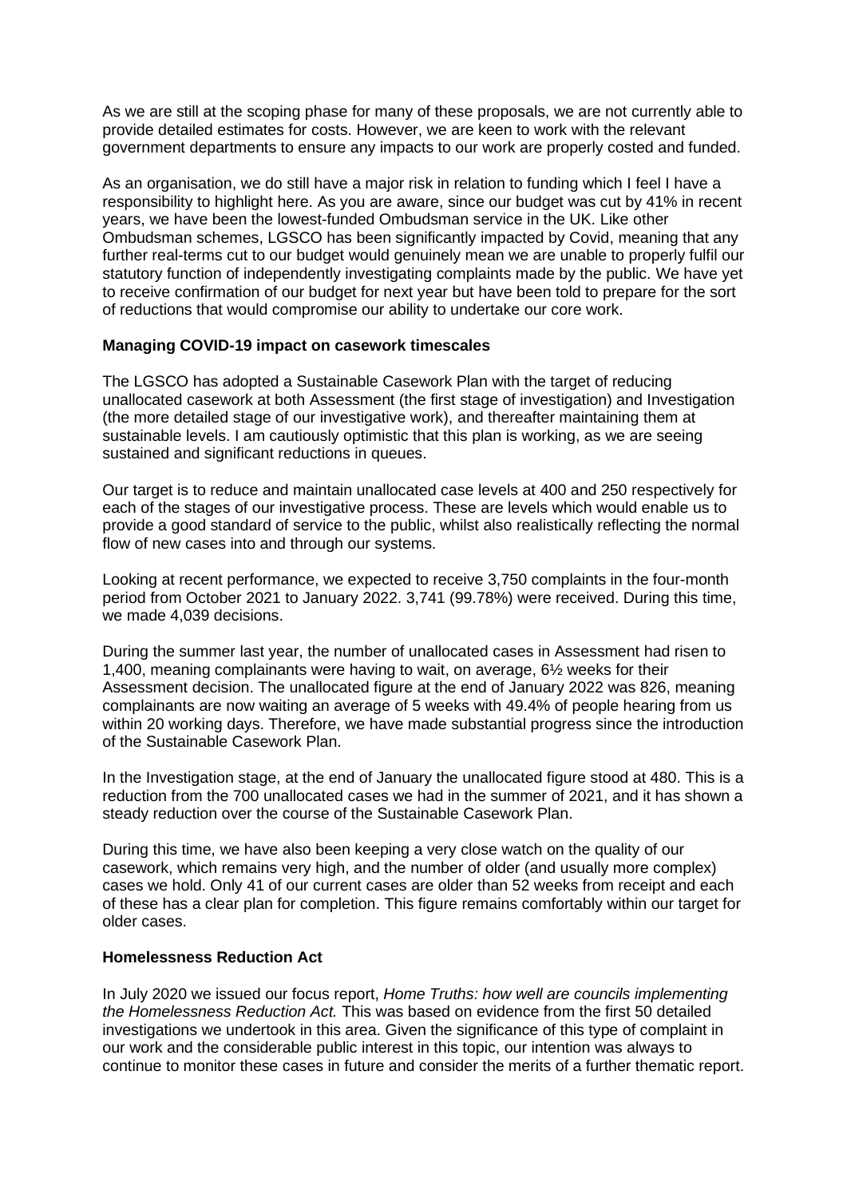As we are still at the scoping phase for many of these proposals, we are not currently able to provide detailed estimates for costs. However, we are keen to work with the relevant government departments to ensure any impacts to our work are properly costed and funded.

As an organisation, we do still have a major risk in relation to funding which I feel I have a responsibility to highlight here. As you are aware, since our budget was cut by 41% in recent years, we have been the lowest-funded Ombudsman service in the UK. Like other Ombudsman schemes, LGSCO has been significantly impacted by Covid, meaning that any further real-terms cut to our budget would genuinely mean we are unable to properly fulfil our statutory function of independently investigating complaints made by the public. We have yet to receive confirmation of our budget for next year but have been told to prepare for the sort of reductions that would compromise our ability to undertake our core work.

**Managing COVID-19 impact on casework timescales**

The LGSCO has adopted a Sustainable Casework Plan with the target of reducing unallocated casework at both Assessment (the first stage of investigation) and Investigation (the more detailed stage of our investigative work), and thereafter maintaining them at sustainable levels. I am cautiously optimistic that this plan is working, as we are seeing sustained and significant reductions in queues.

Our target is to reduce and maintain unallocated case levels at 400 and 250 respectively for each of the stages of our investigative process. These are levels which would enable us to provide a good standard of service to the public, whilst also realistically reflecting the normal flow of new cases into and through our systems.

Looking at recent performance, we expected to receive 3,750 complaints in the four-month period from October 2021 to January 2022. 3,741 (99.78%) were received. During this time, we made 4,039 decisions.

During the summer last year, the number of unallocated cases in Assessment had risen to 1,400, meaning complainants were having to wait, on average, 6½ weeks for their Assessment decision. The unallocated figure at the end of January 2022 was 826, meaning complainants are now waiting an average of 5 weeks with 49.4% of people hearing from us within 20 working days. Therefore, we have made substantial progress since the introduction of the Sustainable Casework Plan.

In the Investigation stage, at the end of January the unallocated figure stood at 480. This is a reduction from the 700 unallocated cases we had in the summer of 2021, and it has shown a steady reduction over the course of the Sustainable Casework Plan.

During this time, we have also been keeping a very close watch on the quality of our casework, which remains very high, and the number of older (and usually more complex) cases we hold. Only 41 of our current cases are older than 52 weeks from receipt and each of these has a clear plan for completion. This figure remains comfortably within our target for older cases.

**Homelessness Reduction Act**

In July 2020 we issued our focus report, *Home Truths: how well are councils implementing the Homelessness Reduction Act.* This was based on evidence from the first 50 detailed investigations we undertook in this area. Given the significance of this type of complaint in our work and the considerable public interest in this topic, our intention was always to continue to monitor these cases in future and consider the merits of a further thematic report.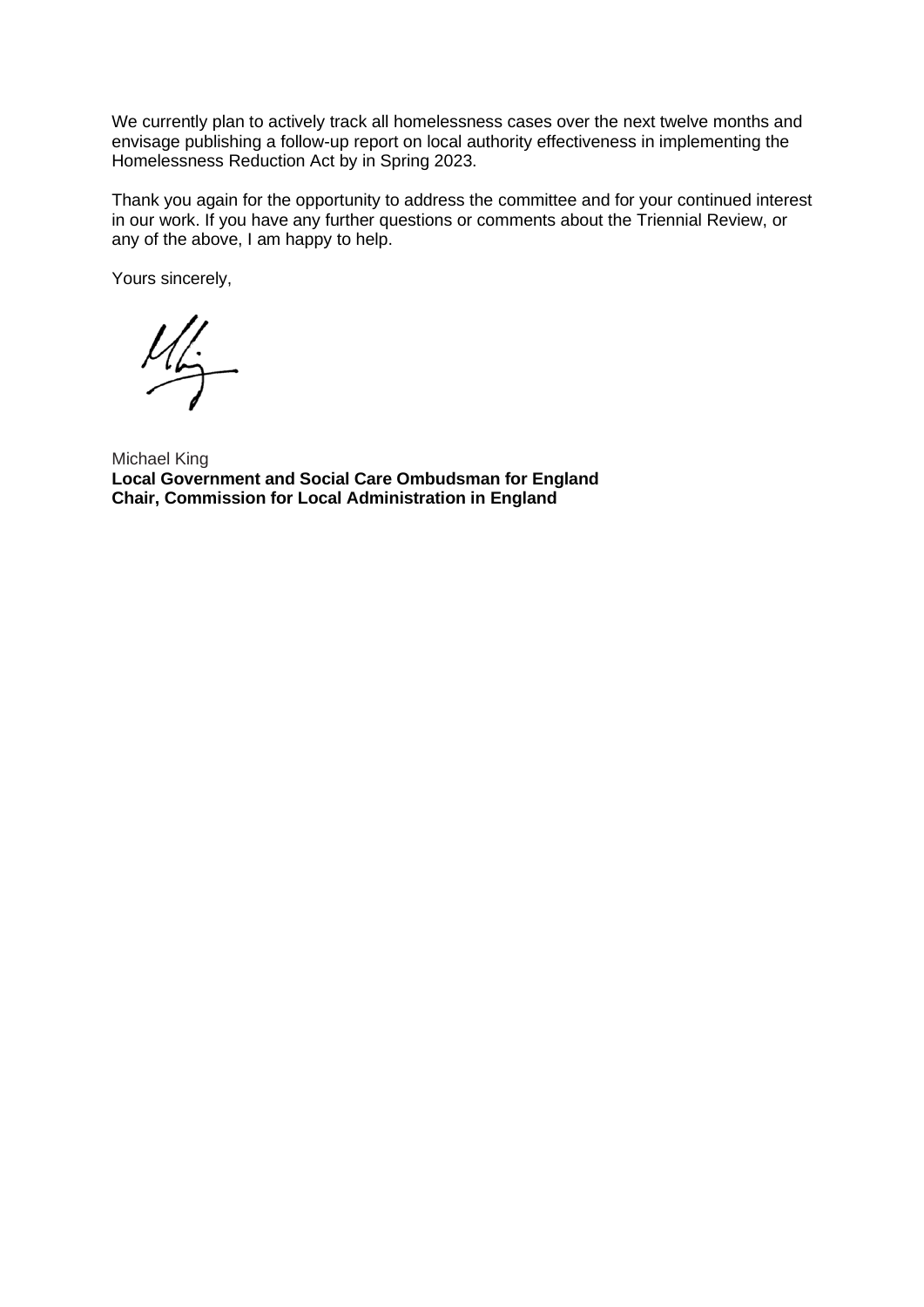We currently plan to actively track all homelessness cases over the next twelve months and envisage publishing a follow-up report on local authority effectiveness in implementing the Homelessness Reduction Act by in Spring 2023.

Thank you again for the opportunity to address the committee and for your continued interest in our work. If you have any further questions or comments about the Triennial Review, or any of the above, I am happy to help.

Yours sincerely,

Michael King
**Local Government and Social Care Ombudsman for England**
**Chair, Commission for Local Administration in England**